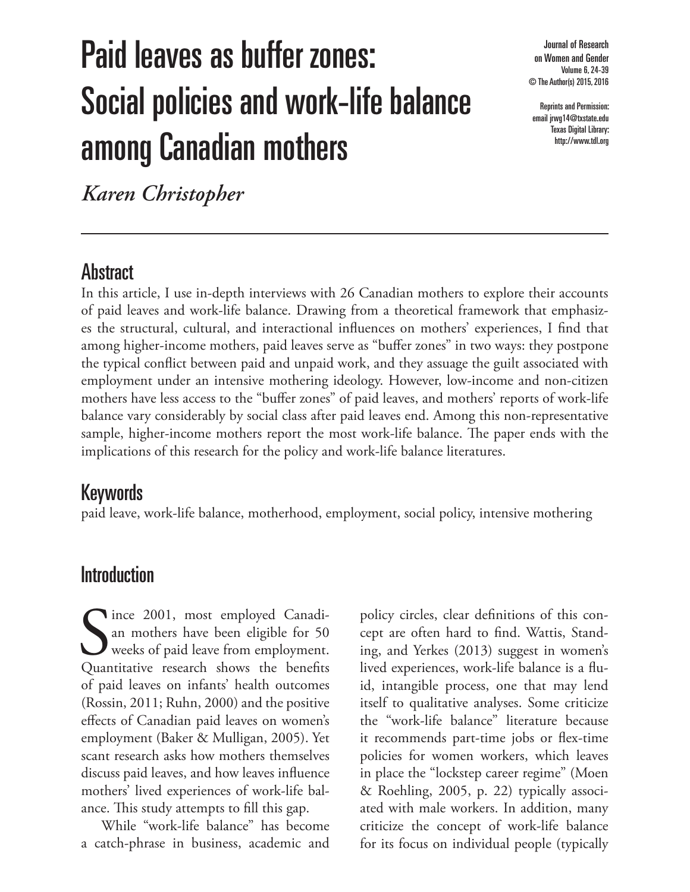# Paid leaves as buffer zones: Social policies and work-life balance among Canadian mothers

*Karen Christopher*

## Abstract

In this article, I use in-depth interviews with 26 Canadian mothers to explore their accounts of paid leaves and work-life balance. Drawing from a theoretical framework that emphasizes the structural, cultural, and interactional influences on mothers' experiences, I find that among higher-income mothers, paid leaves serve as "buffer zones" in two ways: they postpone the typical conflict between paid and unpaid work, and they assuage the guilt associated with employment under an intensive mothering ideology. However, low-income and non-citizen mothers have less access to the "buffer zones" of paid leaves, and mothers' reports of work-life balance vary considerably by social class after paid leaves end. Among this non-representative sample, higher-income mothers report the most work-life balance. The paper ends with the implications of this research for the policy and work-life balance literatures.

## Keywords

paid leave, work-life balance, motherhood, employment, social policy, intensive mothering

## Introduction

Since 2001, most employed Canadian mothers have been eligible for 50 weeks of paid leave from employment. Quantitative research shows the benefits of paid leaves on infants' health outcomes (Rossin, 2011; Ruhn, 2000) and the positive effects of Canadian paid leaves on women's employment (Baker & Mulligan, 2005). Yet scant research asks how mothers themselves discuss paid leaves, and how leaves influence mothers' lived experiences of work-life balance. This study attempts to fill this gap.

While "work-life balance" has become a catch-phrase in business, academic and policy circles, clear definitions of this concept are often hard to find. Wattis, Standing, and Yerkes (2013) suggest in women's lived experiences, work-life balance is a fluid, intangible process, one that may lend itself to qualitative analyses. Some criticize the "work-life balance" literature because it recommends part-time jobs or flex-time policies for women workers, which leaves in place the "lockstep career regime" (Moen & Roehling, 2005, p. 22) typically associated with male workers. In addition, many criticize the concept of work-life balance for its focus on individual people (typically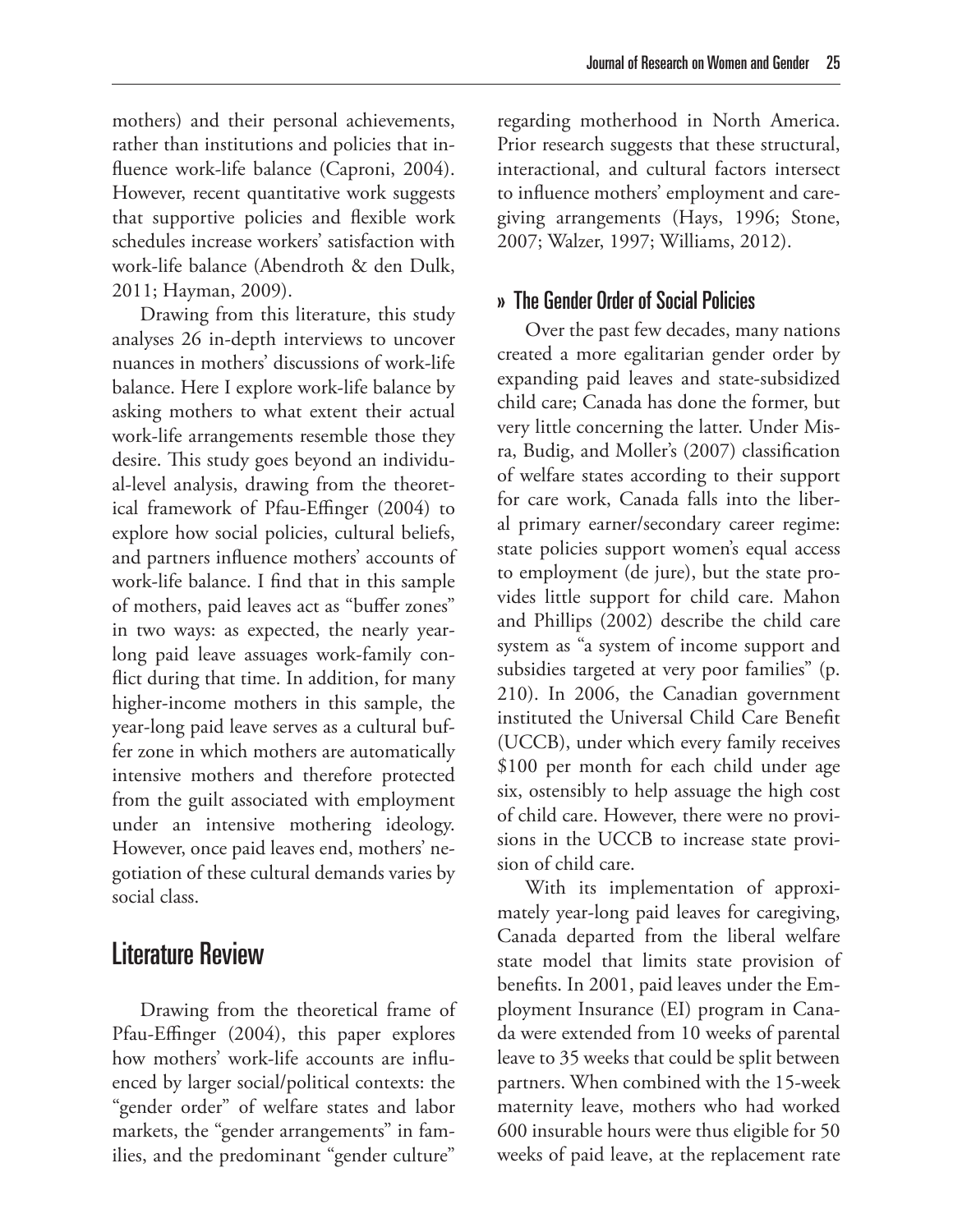mothers) and their personal achievements, rather than institutions and policies that influence work-life balance (Caproni, 2004). However, recent quantitative work suggests that supportive policies and flexible work schedules increase workers' satisfaction with work-life balance (Abendroth & den Dulk, 2011; Hayman, 2009).

Drawing from this literature, this study analyses 26 in-depth interviews to uncover nuances in mothers' discussions of work-life balance. Here I explore work-life balance by asking mothers to what extent their actual work-life arrangements resemble those they desire. This study goes beyond an individual-level analysis, drawing from the theoretical framework of Pfau-Effinger (2004) to explore how social policies, cultural beliefs, and partners influence mothers' accounts of work-life balance. I find that in this sample of mothers, paid leaves act as "buffer zones" in two ways: as expected, the nearly year-long paid leave assuages work-family conflict during that time. In addition, for many higher-income mothers in this sample, the year-long paid leave serves as a cultural buffer zone in which mothers are automatically intensive mothers and therefore protected from the guilt associated with employment under an intensive mothering ideology. However, once paid leaves end, mothers' negotiation of these cultural demands varies by social class.

# Literature Review

Drawing from the theoretical frame of Pfau-Effinger (2004), this paper explores how mothers' work-life accounts are influenced by larger social/political contexts: the "gender order" of welfare states and labor markets, the "gender arrangements" in families, and the predominant "gender culture" regarding motherhood in North America. Prior research suggests that these structural, interactional, and cultural factors intersect to influence mothers' employment and caregiving arrangements (Hays, 1996; Stone, 2007; Walzer, 1997; Williams, 2012).

## » The Gender Order of Social Policies

Over the past few decades, many nations created a more egalitarian gender order by expanding paid leaves and state-subsidized child care; Canada has done the former, but very little concerning the latter. Under Misra, Budig, and Moller's (2007) classification of welfare states according to their support for care work, Canada falls into the liberal primary earner/secondary career regime: state policies support women's equal access to employment (de jure), but the state provides little support for child care. Mahon and Phillips (2002) describe the child care system as "a system of income support and subsidies targeted at very poor families" (p. 210). In 2006, the Canadian government instituted the Universal Child Care Benefit (UCCB), under which every family receives \$100 per month for each child under age six, ostensibly to help assuage the high cost of child care. However, there were no provisions in the UCCB to increase state provision of child care.

With its implementation of approximately year-long paid leaves for caregiving, Canada departed from the liberal welfare state model that limits state provision of benefits. In 2001, paid leaves under the Employment Insurance (EI) program in Canada were extended from 10 weeks of parental leave to 35 weeks that could be split between partners. When combined with the 15-week maternity leave, mothers who had worked 600 insurable hours were thus eligible for 50 weeks of paid leave, at the replacement rate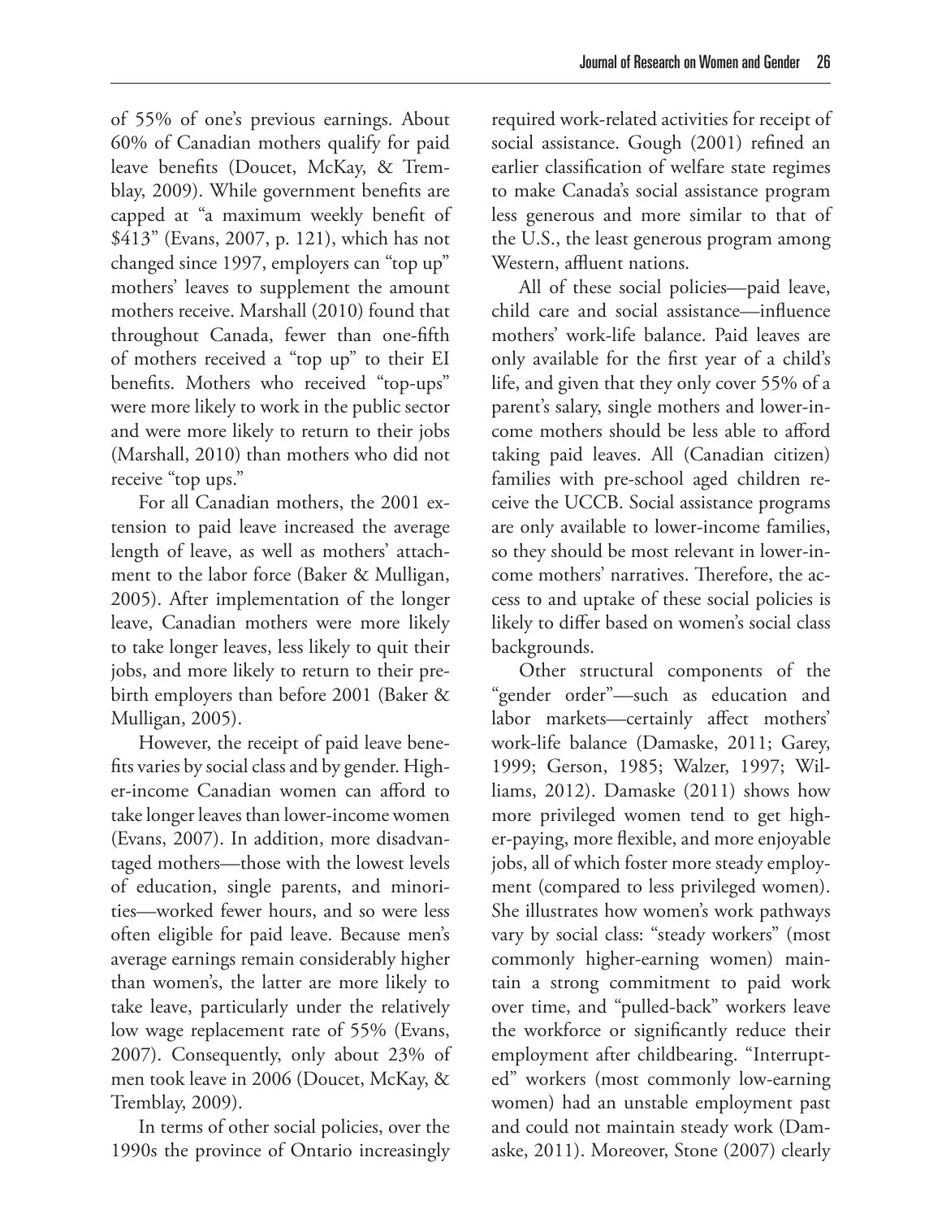of 55% of one's previous earnings. About 60% of Canadian mothers qualify for paid leave benefits (Doucet, McKay, & Tremblay, 2009). While government benefits are capped at "a maximum weekly benefit of $413" (Evans, 2007, p. 121), which has not changed since 1997, employers can "top up" mothers' leaves to supplement the amount mothers receive. Marshall (2010) found that throughout Canada, fewer than one-fifth of mothers received a "top up" to their EI benefits. Mothers who received "top-ups" were more likely to work in the public sector and were more likely to return to their jobs (Marshall, 2010) than mothers who did not receive "top ups."

For all Canadian mothers, the 2001 extension to paid leave increased the average length of leave, as well as mothers' attachment to the labor force (Baker & Mulligan, 2005). After implementation of the longer leave, Canadian mothers were more likely to take longer leaves, less likely to quit their jobs, and more likely to return to their pre-birth employers than before 2001 (Baker & Mulligan, 2005).

However, the receipt of paid leave benefits varies by social class and by gender. Higher-income Canadian women can afford to take longer leaves than lower-income women (Evans, 2007). In addition, more disadvantaged mothers—those with the lowest levels of education, single parents, and minorities—worked fewer hours, and so were less often eligible for paid leave. Because men's average earnings remain considerably higher than women's, the latter are more likely to take leave, particularly under the relatively low wage replacement rate of 55% (Evans, 2007). Consequently, only about 23% of men took leave in 2006 (Doucet, McKay, & Tremblay, 2009).

In terms of other social policies, over the 1990s the province of Ontario increasingly required work-related activities for receipt of social assistance. Gough (2001) refined an earlier classification of welfare state regimes to make Canada's social assistance program less generous and more similar to that of the U.S., the least generous program among Western, affluent nations.

All of these social policies—paid leave, child care and social assistance—influence mothers' work-life balance. Paid leaves are only available for the first year of a child's life, and given that they only cover 55% of a parent's salary, single mothers and lower-income mothers should be less able to afford taking paid leaves. All (Canadian citizen) families with pre-school aged children receive the UCCB. Social assistance programs are only available to lower-income families, so they should be most relevant in lower-income mothers' narratives. Therefore, the access to and uptake of these social policies is likely to differ based on women's social class backgrounds.

Other structural components of the "gender order"—such as education and labor markets—certainly affect mothers' work-life balance (Damaske, 2011; Garey, 1999; Gerson, 1985; Walzer, 1997; Williams, 2012). Damaske (2011) shows how more privileged women tend to get higher-paying, more flexible, and more enjoyable jobs, all of which foster more steady employment (compared to less privileged women). She illustrates how women's work pathways vary by social class: "steady workers" (most commonly higher-earning women) maintain a strong commitment to paid work over time, and "pulled-back" workers leave the workforce or significantly reduce their employment after childbearing. "Interrupted" workers (most commonly low-earning women) had an unstable employment past and could not maintain steady work (Damaske, 2011). Moreover, Stone (2007) clearly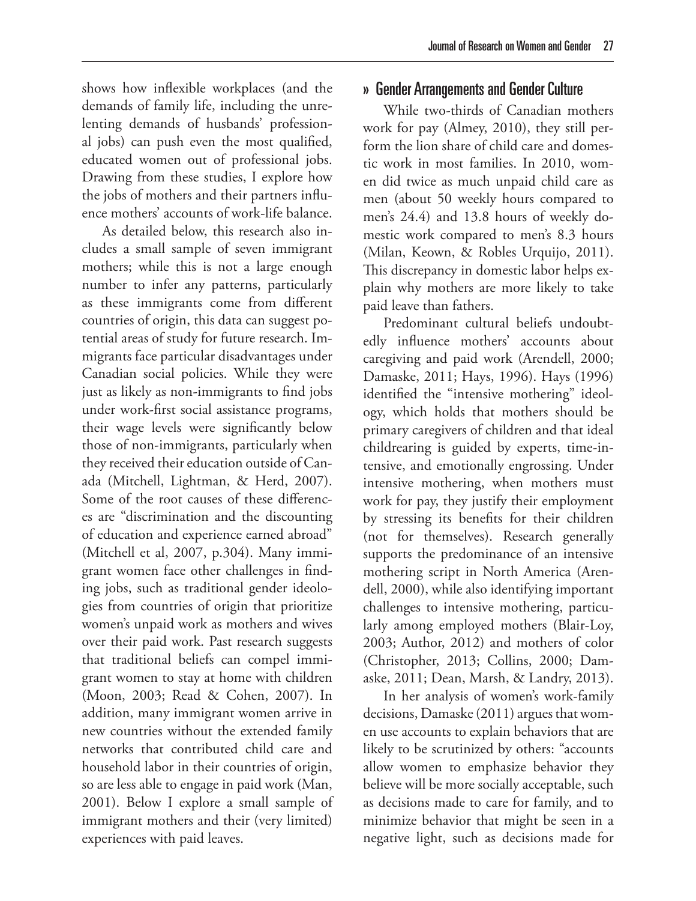shows how inflexible workplaces (and the demands of family life, including the unrelenting demands of husbands' professional jobs) can push even the most qualified, educated women out of professional jobs. Drawing from these studies, I explore how the jobs of mothers and their partners influence mothers' accounts of work-life balance.

As detailed below, this research also includes a small sample of seven immigrant mothers; while this is not a large enough number to infer any patterns, particularly as these immigrants come from different countries of origin, this data can suggest potential areas of study for future research. Immigrants face particular disadvantages under Canadian social policies. While they were just as likely as non-immigrants to find jobs under work-first social assistance programs, their wage levels were significantly below those of non-immigrants, particularly when they received their education outside of Canada (Mitchell, Lightman, & Herd, 2007). Some of the root causes of these differences are "discrimination and the discounting of education and experience earned abroad" (Mitchell et al, 2007, p.304). Many immigrant women face other challenges in finding jobs, such as traditional gender ideologies from countries of origin that prioritize women's unpaid work as mothers and wives over their paid work. Past research suggests that traditional beliefs can compel immigrant women to stay at home with children (Moon, 2003; Read & Cohen, 2007). In addition, many immigrant women arrive in new countries without the extended family networks that contributed child care and household labor in their countries of origin, so are less able to engage in paid work (Man, 2001). Below I explore a small sample of immigrant mothers and their (very limited) experiences with paid leaves.

## » Gender Arrangements and Gender Culture

While two-thirds of Canadian mothers work for pay (Almey, 2010), they still perform the lion share of child care and domestic work in most families. In 2010, women did twice as much unpaid child care as men (about 50 weekly hours compared to men's 24.4) and 13.8 hours of weekly domestic work compared to men's 8.3 hours (Milan, Keown, & Robles Urquijo, 2011). This discrepancy in domestic labor helps explain why mothers are more likely to take paid leave than fathers.

Predominant cultural beliefs undoubtedly influence mothers' accounts about caregiving and paid work (Arendell, 2000; Damaske, 2011; Hays, 1996). Hays (1996) identified the "intensive mothering" ideology, which holds that mothers should be primary caregivers of children and that ideal childrearing is guided by experts, time-intensive, and emotionally engrossing. Under intensive mothering, when mothers must work for pay, they justify their employment by stressing its benefits for their children (not for themselves). Research generally supports the predominance of an intensive mothering script in North America (Arendell, 2000), while also identifying important challenges to intensive mothering, particularly among employed mothers (Blair-Loy, 2003; Author, 2012) and mothers of color (Christopher, 2013; Collins, 2000; Damaske, 2011; Dean, Marsh, & Landry, 2013).

In her analysis of women's work-family decisions, Damaske (2011) argues that women use accounts to explain behaviors that are likely to be scrutinized by others: "accounts allow women to emphasize behavior they believe will be more socially acceptable, such as decisions made to care for family, and to minimize behavior that might be seen in a negative light, such as decisions made for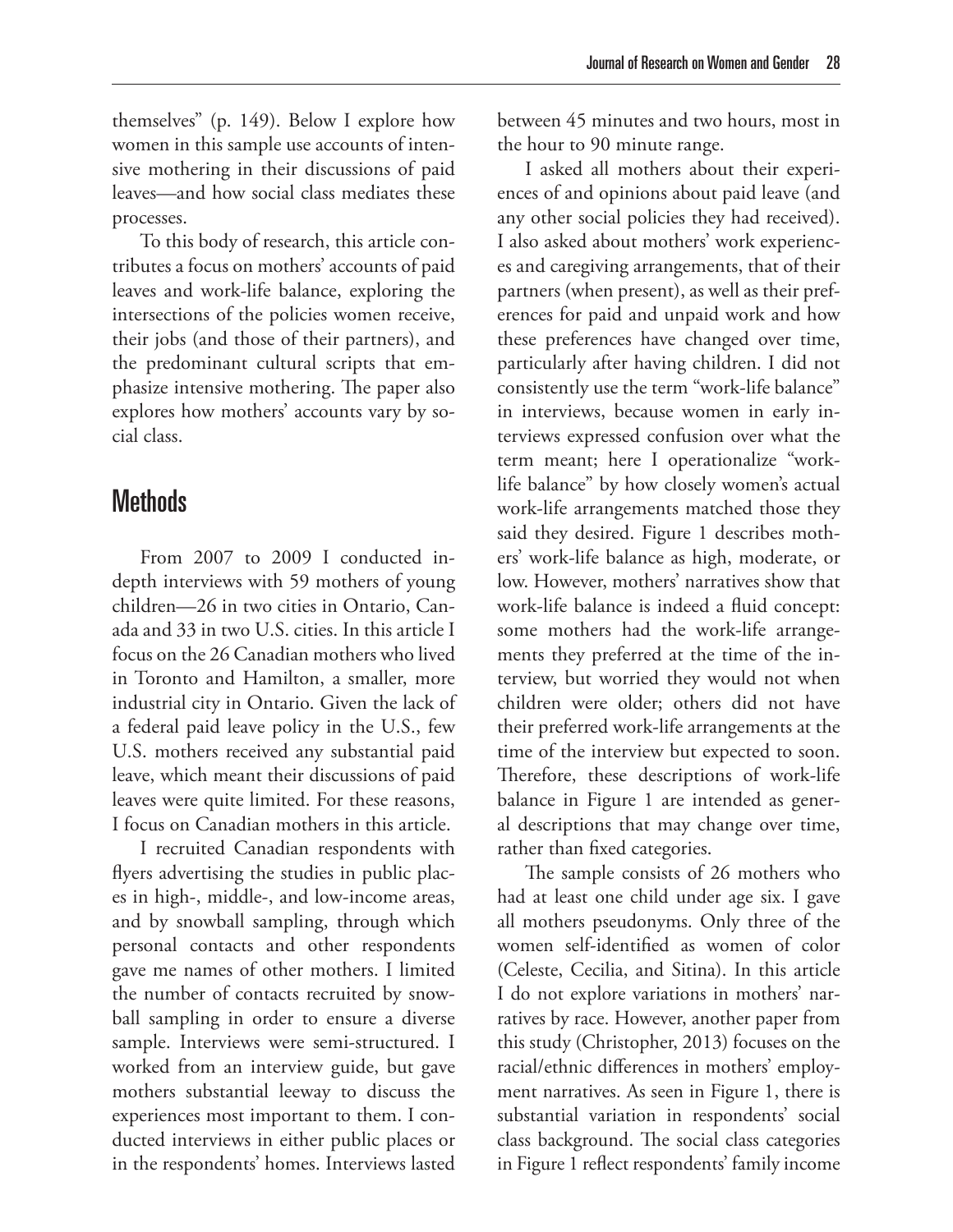themselves" (p. 149). Below I explore how women in this sample use accounts of intensive mothering in their discussions of paid leaves—and how social class mediates these processes.

To this body of research, this article contributes a focus on mothers' accounts of paid leaves and work-life balance, exploring the intersections of the policies women receive, their jobs (and those of their partners), and the predominant cultural scripts that emphasize intensive mothering. The paper also explores how mothers' accounts vary by social class.

## Methods

From 2007 to 2009 I conducted in-depth interviews with 59 mothers of young children—26 in two cities in Ontario, Canada and 33 in two U.S. cities. In this article I focus on the 26 Canadian mothers who lived in Toronto and Hamilton, a smaller, more industrial city in Ontario. Given the lack of a federal paid leave policy in the U.S., few U.S. mothers received any substantial paid leave, which meant their discussions of paid leaves were quite limited. For these reasons, I focus on Canadian mothers in this article.

I recruited Canadian respondents with flyers advertising the studies in public places in high-, middle-, and low-income areas, and by snowball sampling, through which personal contacts and other respondents gave me names of other mothers. I limited the number of contacts recruited by snowball sampling in order to ensure a diverse sample. Interviews were semi-structured. I worked from an interview guide, but gave mothers substantial leeway to discuss the experiences most important to them. I conducted interviews in either public places or in the respondents' homes. Interviews lasted between 45 minutes and two hours, most in the hour to 90 minute range.

I asked all mothers about their experiences of and opinions about paid leave (and any other social policies they had received). I also asked about mothers' work experiences and caregiving arrangements, that of their partners (when present), as well as their preferences for paid and unpaid work and how these preferences have changed over time, particularly after having children. I did not consistently use the term "work-life balance" in interviews, because women in early interviews expressed confusion over what the term meant; here I operationalize "work-life balance" by how closely women's actual work-life arrangements matched those they said they desired. Figure 1 describes mothers' work-life balance as high, moderate, or low. However, mothers' narratives show that work-life balance is indeed a fluid concept: some mothers had the work-life arrangements they preferred at the time of the interview, but worried they would not when children were older; others did not have their preferred work-life arrangements at the time of the interview but expected to soon. Therefore, these descriptions of work-life balance in Figure 1 are intended as general descriptions that may change over time, rather than fixed categories.

The sample consists of 26 mothers who had at least one child under age six. I gave all mothers pseudonyms. Only three of the women self-identified as women of color (Celeste, Cecilia, and Sitina). In this article I do not explore variations in mothers' narratives by race. However, another paper from this study (Christopher, 2013) focuses on the racial/ethnic differences in mothers' employment narratives. As seen in Figure 1, there is substantial variation in respondents' social class background. The social class categories in Figure 1 reflect respondents' family income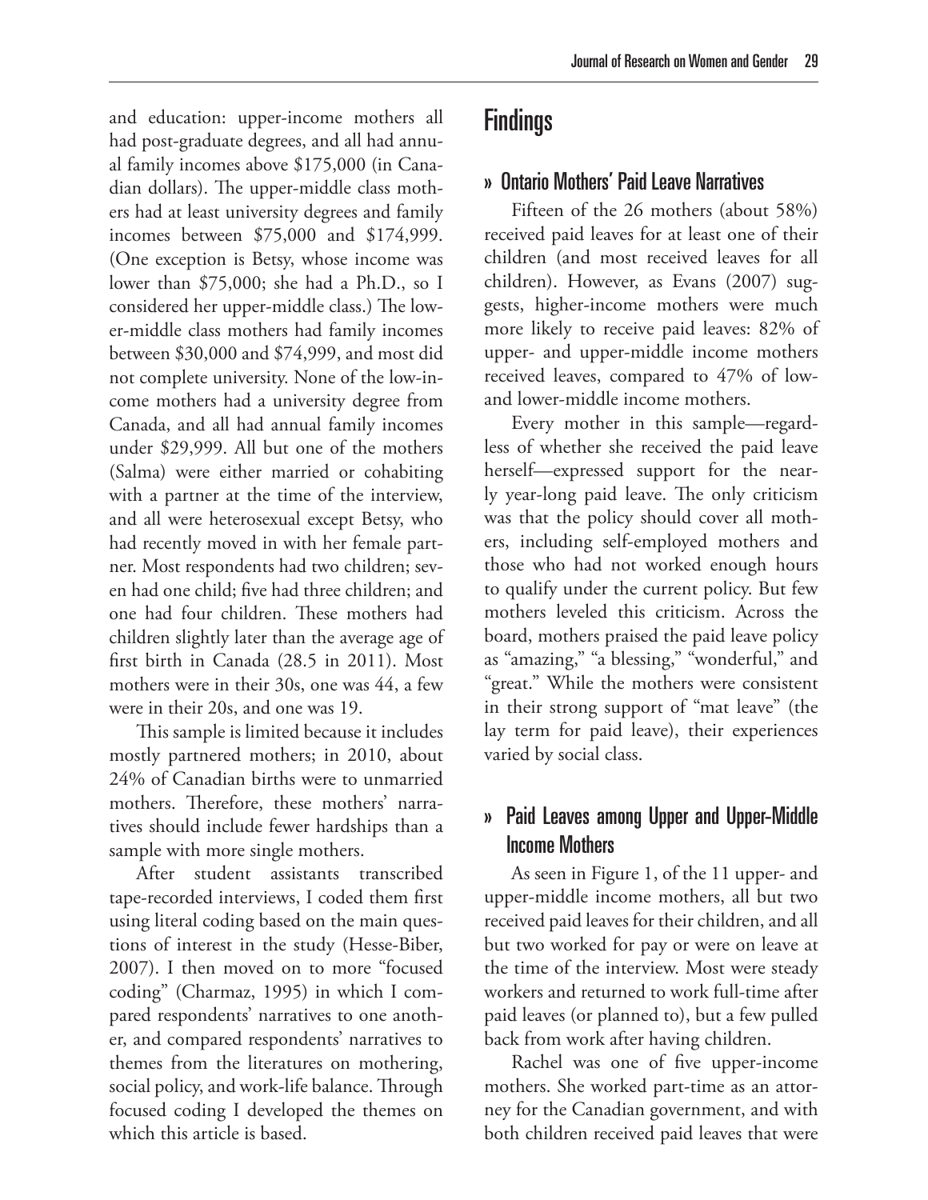and education: upper-income mothers all had post-graduate degrees, and all had annual family incomes above $175,000 (in Canadian dollars). The upper-middle class mothers had at least university degrees and family incomes between $75,000 and $174,999. (One exception is Betsy, whose income was lower than $75,000; she had a Ph.D., so I considered her upper-middle class.) The lower-middle class mothers had family incomes between $30,000 and $74,999, and most did not complete university. None of the low-income mothers had a university degree from Canada, and all had annual family incomes under $29,999. All but one of the mothers (Salma) were either married or cohabiting with a partner at the time of the interview, and all were heterosexual except Betsy, who had recently moved in with her female partner. Most respondents had two children; seven had one child; five had three children; and one had four children. These mothers had children slightly later than the average age of first birth in Canada (28.5 in 2011). Most mothers were in their 30s, one was 44, a few were in their 20s, and one was 19.

This sample is limited because it includes mostly partnered mothers; in 2010, about 24% of Canadian births were to unmarried mothers. Therefore, these mothers' narratives should include fewer hardships than a sample with more single mothers.

After student assistants transcribed tape-recorded interviews, I coded them first using literal coding based on the main questions of interest in the study (Hesse-Biber, 2007). I then moved on to more "focused coding" (Charmaz, 1995) in which I compared respondents' narratives to one another, and compared respondents' narratives to themes from the literatures on mothering, social policy, and work-life balance. Through focused coding I developed the themes on which this article is based.

# Findings

## » Ontario Mothers' Paid Leave Narratives

Fifteen of the 26 mothers (about 58%) received paid leaves for at least one of their children (and most received leaves for all children). However, as Evans (2007) suggests, higher-income mothers were much more likely to receive paid leaves: 82% of upper- and upper-middle income mothers received leaves, compared to 47% of low- and lower-middle income mothers.

Every mother in this sample—regardless of whether she received the paid leave herself—expressed support for the nearly year-long paid leave. The only criticism was that the policy should cover all mothers, including self-employed mothers and those who had not worked enough hours to qualify under the current policy. But few mothers leveled this criticism. Across the board, mothers praised the paid leave policy as "amazing," "a blessing," "wonderful," and "great." While the mothers were consistent in their strong support of "mat leave" (the lay term for paid leave), their experiences varied by social class.

## » Paid Leaves among Upper and Upper-Middle Income Mothers

As seen in Figure 1, of the 11 upper- and upper-middle income mothers, all but two received paid leaves for their children, and all but two worked for pay or were on leave at the time of the interview. Most were steady workers and returned to work full-time after paid leaves (or planned to), but a few pulled back from work after having children.

Rachel was one of five upper-income mothers. She worked part-time as an attorney for the Canadian government, and with both children received paid leaves that were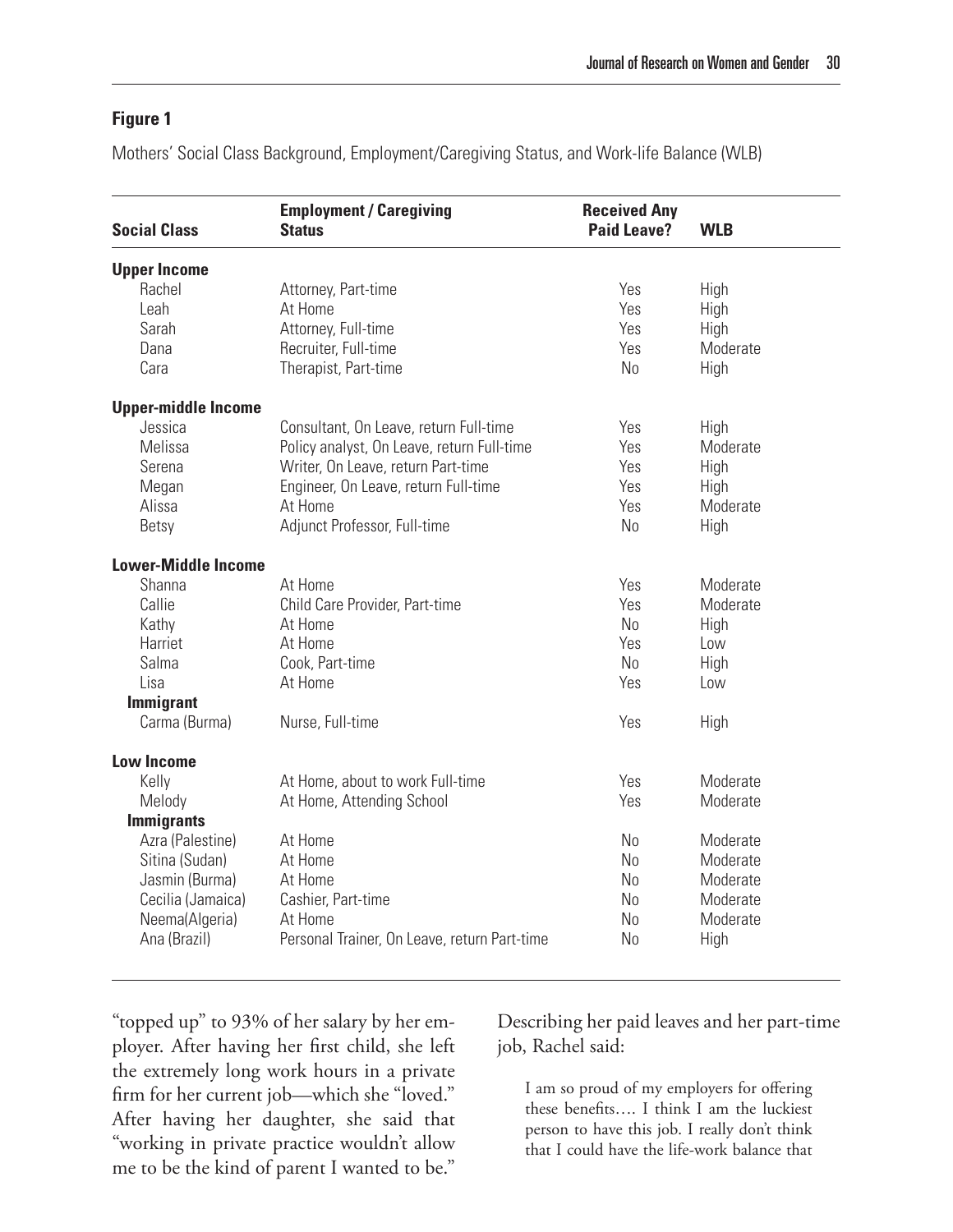**Figure 1**

Mothers' Social Class Background, Employment/Caregiving Status, and Work-life Balance (WLB)

| Social Class | Employment / Caregiving Status | Received Any Paid Leave? | WLB |
|---|---|---|---|
| **Upper Income** | | | |
| Rachel | Attorney, Part-time | Yes | High |
| Leah | At Home | Yes | High |
| Sarah | Attorney, Full-time | Yes | High |
| Dana | Recruiter, Full-time | Yes | Moderate |
| Cara | Therapist, Part-time | No | High |
| **Upper-middle Income** | | | |
| Jessica | Consultant, On Leave, return Full-time | Yes | High |
| Melissa | Policy analyst, On Leave, return Full-time | Yes | Moderate |
| Serena | Writer, On Leave, return Part-time | Yes | High |
| Megan | Engineer, On Leave, return Full-time | Yes | High |
| Alissa | At Home | Yes | Moderate |
| Betsy | Adjunct Professor, Full-time | No | High |
| **Lower-Middle Income** | | | |
| Shanna | At Home | Yes | Moderate |
| Callie | Child Care Provider, Part-time | Yes | Moderate |
| Kathy | At Home | No | High |
| Harriet | At Home | Yes | Low |
| Salma | Cook, Part-time | No | High |
| Lisa | At Home | Yes | Low |
| **Immigrant** | | | |
| Carma (Burma) | Nurse, Full-time | Yes | High |
| **Low Income** | | | |
| Kelly | At Home, about to work Full-time | Yes | Moderate |
| Melody | At Home, Attending School | Yes | Moderate |
| **Immigrants** | | | |
| Azra (Palestine) | At Home | No | Moderate |
| Sitina (Sudan) | At Home | No | Moderate |
| Jasmin (Burma) | At Home | No | Moderate |
| Cecilia (Jamaica) | Cashier, Part-time | No | Moderate |
| Neema(Algeria) | At Home | No | Moderate |
| Ana (Brazil) | Personal Trainer, On Leave, return Part-time | No | High |

"topped up" to 93% of her salary by her employer. After having her first child, she left the extremely long work hours in a private firm for her current job—which she "loved." After having her daughter, she said that "working in private practice wouldn't allow me to be the kind of parent I wanted to be." Describing her paid leaves and her part-time job, Rachel said:

> I am so proud of my employers for offering these benefits…. I think I am the luckiest person to have this job. I really don't think that I could have the life-work balance that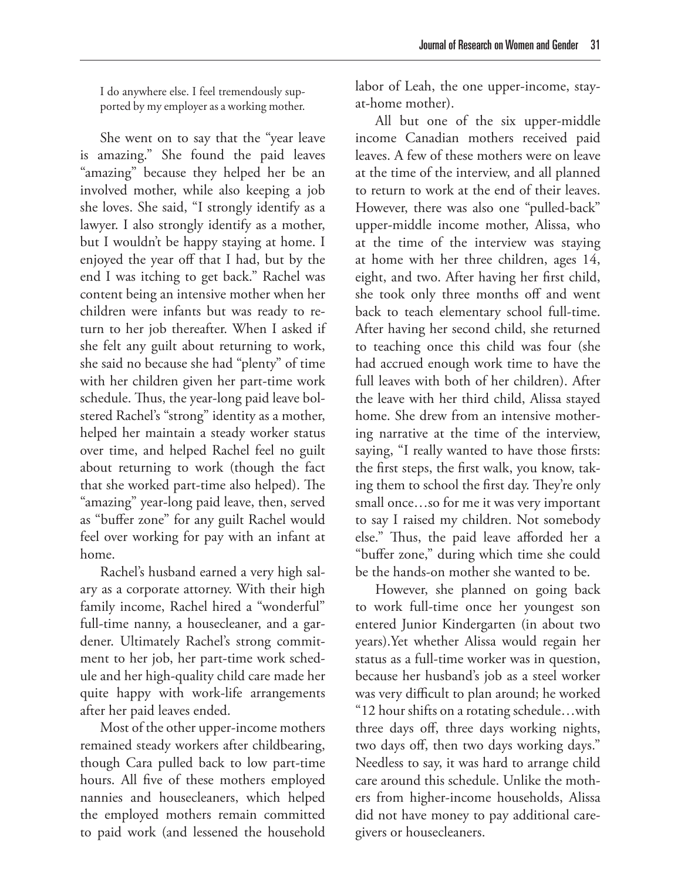I do anywhere else. I feel tremendously supported by my employer as a working mother.

She went on to say that the "year leave is amazing." She found the paid leaves "amazing" because they helped her be an involved mother, while also keeping a job she loves. She said, "I strongly identify as a lawyer. I also strongly identify as a mother, but I wouldn't be happy staying at home. I enjoyed the year off that I had, but by the end I was itching to get back." Rachel was content being an intensive mother when her children were infants but was ready to return to her job thereafter. When I asked if she felt any guilt about returning to work, she said no because she had "plenty" of time with her children given her part-time work schedule. Thus, the year-long paid leave bolstered Rachel's "strong" identity as a mother, helped her maintain a steady worker status over time, and helped Rachel feel no guilt about returning to work (though the fact that she worked part-time also helped). The "amazing" year-long paid leave, then, served as "buffer zone" for any guilt Rachel would feel over working for pay with an infant at home.

Rachel's husband earned a very high salary as a corporate attorney. With their high family income, Rachel hired a "wonderful" full-time nanny, a housecleaner, and a gardener. Ultimately Rachel's strong commitment to her job, her part-time work schedule and her high-quality child care made her quite happy with work-life arrangements after her paid leaves ended.

Most of the other upper-income mothers remained steady workers after childbearing, though Cara pulled back to low part-time hours. All five of these mothers employed nannies and housecleaners, which helped the employed mothers remain committed to paid work (and lessened the household labor of Leah, the one upper-income, stay-at-home mother).

All but one of the six upper-middle income Canadian mothers received paid leaves. A few of these mothers were on leave at the time of the interview, and all planned to return to work at the end of their leaves. However, there was also one "pulled-back" upper-middle income mother, Alissa, who at the time of the interview was staying at home with her three children, ages 14, eight, and two. After having her first child, she took only three months off and went back to teach elementary school full-time. After having her second child, she returned to teaching once this child was four (she had accrued enough work time to have the full leaves with both of her children). After the leave with her third child, Alissa stayed home. She drew from an intensive mothering narrative at the time of the interview, saying, "I really wanted to have those firsts: the first steps, the first walk, you know, taking them to school the first day. They're only small once…so for me it was very important to say I raised my children. Not somebody else." Thus, the paid leave afforded her a "buffer zone," during which time she could be the hands-on mother she wanted to be.

However, she planned on going back to work full-time once her youngest son entered Junior Kindergarten (in about two years).Yet whether Alissa would regain her status as a full-time worker was in question, because her husband's job as a steel worker was very difficult to plan around; he worked "12 hour shifts on a rotating schedule…with three days off, three days working nights, two days off, then two days working days." Needless to say, it was hard to arrange child care around this schedule. Unlike the mothers from higher-income households, Alissa did not have money to pay additional caregivers or housecleaners.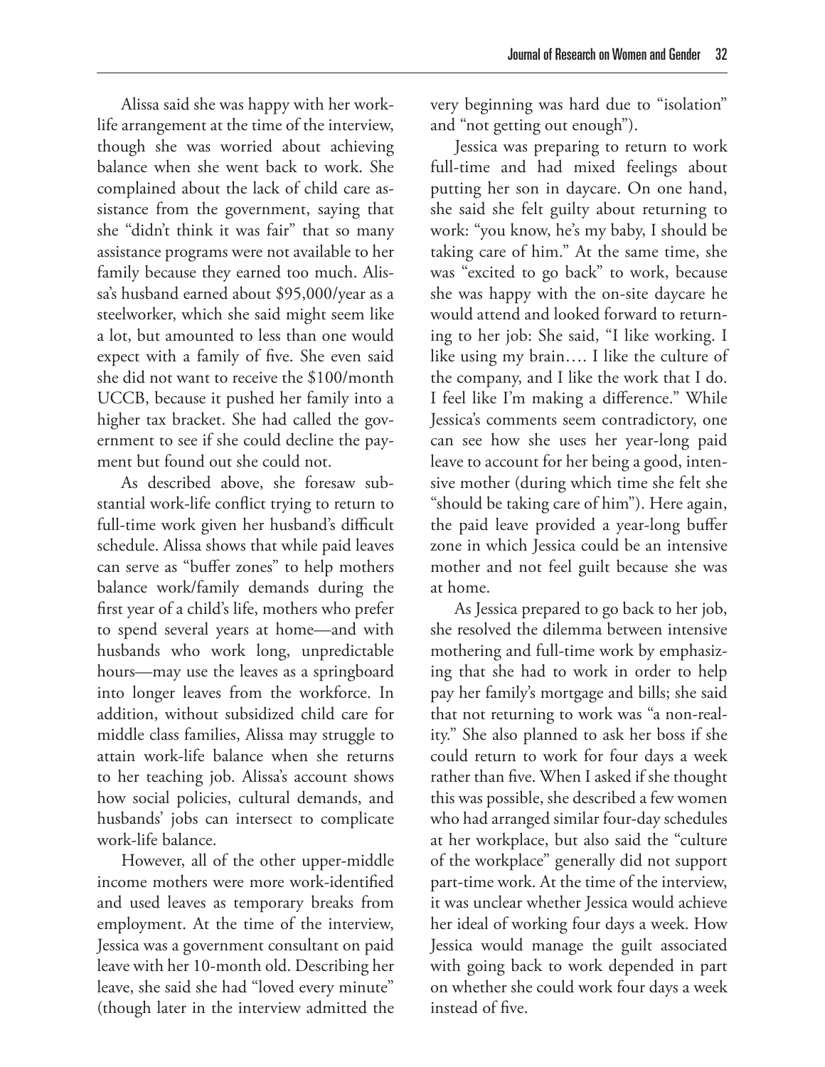Alissa said she was happy with her work-life arrangement at the time of the interview, though she was worried about achieving balance when she went back to work. She complained about the lack of child care assistance from the government, saying that she "didn't think it was fair" that so many assistance programs were not available to her family because they earned too much. Alissa's husband earned about $95,000/year as a steelworker, which she said might seem like a lot, but amounted to less than one would expect with a family of five. She even said she did not want to receive the $100/month UCCB, because it pushed her family into a higher tax bracket. She had called the government to see if she could decline the payment but found out she could not.

As described above, she foresaw substantial work-life conflict trying to return to full-time work given her husband's difficult schedule. Alissa shows that while paid leaves can serve as "buffer zones" to help mothers balance work/family demands during the first year of a child's life, mothers who prefer to spend several years at home—and with husbands who work long, unpredictable hours—may use the leaves as a springboard into longer leaves from the workforce. In addition, without subsidized child care for middle class families, Alissa may struggle to attain work-life balance when she returns to her teaching job. Alissa's account shows how social policies, cultural demands, and husbands' jobs can intersect to complicate work-life balance.

However, all of the other upper-middle income mothers were more work-identified and used leaves as temporary breaks from employment. At the time of the interview, Jessica was a government consultant on paid leave with her 10-month old. Describing her leave, she said she had "loved every minute" (though later in the interview admitted the very beginning was hard due to "isolation" and "not getting out enough").

Jessica was preparing to return to work full-time and had mixed feelings about putting her son in daycare. On one hand, she said she felt guilty about returning to work: "you know, he's my baby, I should be taking care of him." At the same time, she was "excited to go back" to work, because she was happy with the on-site daycare he would attend and looked forward to returning to her job: She said, "I like working. I like using my brain…. I like the culture of the company, and I like the work that I do. I feel like I'm making a difference." While Jessica's comments seem contradictory, one can see how she uses her year-long paid leave to account for her being a good, intensive mother (during which time she felt she "should be taking care of him"). Here again, the paid leave provided a year-long buffer zone in which Jessica could be an intensive mother and not feel guilt because she was at home.

As Jessica prepared to go back to her job, she resolved the dilemma between intensive mothering and full-time work by emphasizing that she had to work in order to help pay her family's mortgage and bills; she said that not returning to work was "a non-reality." She also planned to ask her boss if she could return to work for four days a week rather than five. When I asked if she thought this was possible, she described a few women who had arranged similar four-day schedules at her workplace, but also said the "culture of the workplace" generally did not support part-time work. At the time of the interview, it was unclear whether Jessica would achieve her ideal of working four days a week. How Jessica would manage the guilt associated with going back to work depended in part on whether she could work four days a week instead of five.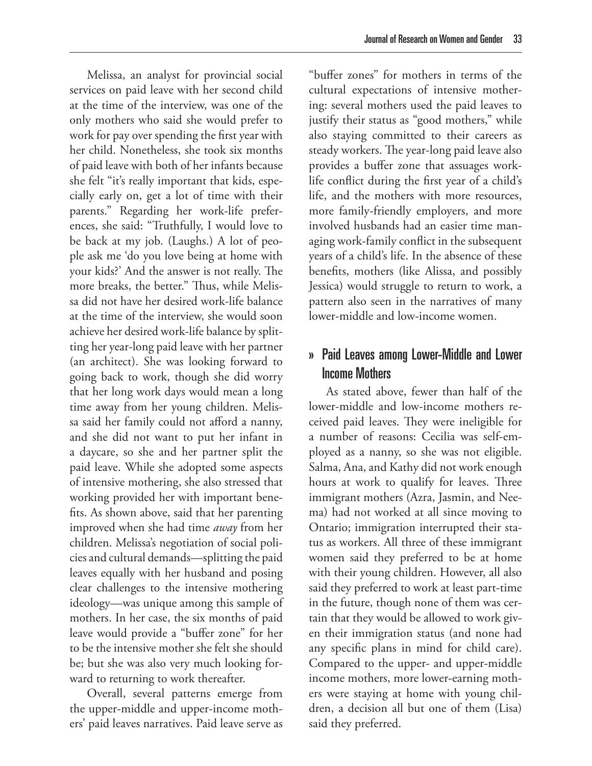Melissa, an analyst for provincial social services on paid leave with her second child at the time of the interview, was one of the only mothers who said she would prefer to work for pay over spending the first year with her child. Nonetheless, she took six months of paid leave with both of her infants because she felt "it's really important that kids, especially early on, get a lot of time with their parents." Regarding her work-life preferences, she said: "Truthfully, I would love to be back at my job. (Laughs.) A lot of people ask me 'do you love being at home with your kids?' And the answer is not really. The more breaks, the better." Thus, while Melissa did not have her desired work-life balance at the time of the interview, she would soon achieve her desired work-life balance by splitting her year-long paid leave with her partner (an architect). She was looking forward to going back to work, though she did worry that her long work days would mean a long time away from her young children. Melissa said her family could not afford a nanny, and she did not want to put her infant in a daycare, so she and her partner split the paid leave. While she adopted some aspects of intensive mothering, she also stressed that working provided her with important benefits. As shown above, said that her parenting improved when she had time *away* from her children. Melissa's negotiation of social policies and cultural demands—splitting the paid leaves equally with her husband and posing clear challenges to the intensive mothering ideology—was unique among this sample of mothers. In her case, the six months of paid leave would provide a "buffer zone" for her to be the intensive mother she felt she should be; but she was also very much looking forward to returning to work thereafter.

Overall, several patterns emerge from the upper-middle and upper-income mothers' paid leaves narratives. Paid leave serve as "buffer zones" for mothers in terms of the cultural expectations of intensive mothering: several mothers used the paid leaves to justify their status as "good mothers," while also staying committed to their careers as steady workers. The year-long paid leave also provides a buffer zone that assuages work-life conflict during the first year of a child's life, and the mothers with more resources, more family-friendly employers, and more involved husbands had an easier time managing work-family conflict in the subsequent years of a child's life. In the absence of these benefits, mothers (like Alissa, and possibly Jessica) would struggle to return to work, a pattern also seen in the narratives of many lower-middle and low-income women.

## » Paid Leaves among Lower-Middle and Lower Income Mothers

As stated above, fewer than half of the lower-middle and low-income mothers received paid leaves. They were ineligible for a number of reasons: Cecilia was self-employed as a nanny, so she was not eligible. Salma, Ana, and Kathy did not work enough hours at work to qualify for leaves. Three immigrant mothers (Azra, Jasmin, and Neema) had not worked at all since moving to Ontario; immigration interrupted their status as workers. All three of these immigrant women said they preferred to be at home with their young children. However, all also said they preferred to work at least part-time in the future, though none of them was certain that they would be allowed to work given their immigration status (and none had any specific plans in mind for child care). Compared to the upper- and upper-middle income mothers, more lower-earning mothers were staying at home with young children, a decision all but one of them (Lisa) said they preferred.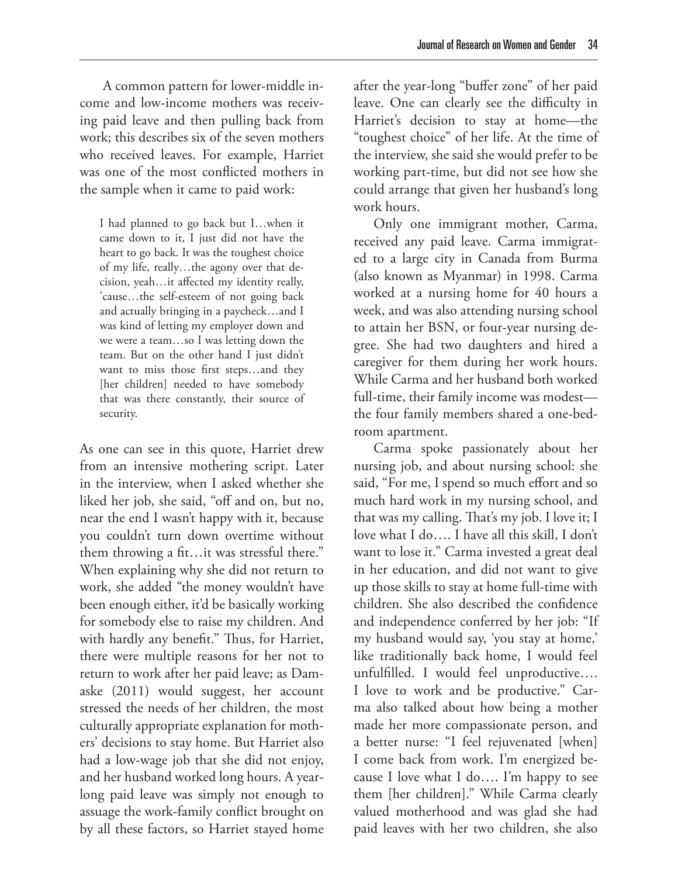A common pattern for lower-middle income and low-income mothers was receiving paid leave and then pulling back from work; this describes six of the seven mothers who received leaves. For example, Harriet was one of the most conflicted mothers in the sample when it came to paid work:

> I had planned to go back but I…when it came down to it, I just did not have the heart to go back. It was the toughest choice of my life, really…the agony over that decision, yeah…it affected my identity really, 'cause…the self-esteem of not going back and actually bringing in a paycheck…and I was kind of letting my employer down and we were a team…so I was letting down the team. But on the other hand I just didn't want to miss those first steps…and they [her children] needed to have somebody that was there constantly, their source of security.

As one can see in this quote, Harriet drew from an intensive mothering script. Later in the interview, when I asked whether she liked her job, she said, "off and on, but no, near the end I wasn't happy with it, because you couldn't turn down overtime without them throwing a fit…it was stressful there." When explaining why she did not return to work, she added "the money wouldn't have been enough either, it'd be basically working for somebody else to raise my children. And with hardly any benefit." Thus, for Harriet, there were multiple reasons for her not to return to work after her paid leave; as Damaske (2011) would suggest, her account stressed the needs of her children, the most culturally appropriate explanation for mothers' decisions to stay home. But Harriet also had a low-wage job that she did not enjoy, and her husband worked long hours. A year-long paid leave was simply not enough to assuage the work-family conflict brought on by all these factors, so Harriet stayed home after the year-long "buffer zone" of her paid leave. One can clearly see the difficulty in Harriet's decision to stay at home—the "toughest choice" of her life. At the time of the interview, she said she would prefer to be working part-time, but did not see how she could arrange that given her husband's long work hours.

Only one immigrant mother, Carma, received any paid leave. Carma immigrated to a large city in Canada from Burma (also known as Myanmar) in 1998. Carma worked at a nursing home for 40 hours a week, and was also attending nursing school to attain her BSN, or four-year nursing degree. She had two daughters and hired a caregiver for them during her work hours. While Carma and her husband both worked full-time, their family income was modest—the four family members shared a one-bedroom apartment.

Carma spoke passionately about her nursing job, and about nursing school: she said, "For me, I spend so much effort and so much hard work in my nursing school, and that was my calling. That's my job. I love it; I love what I do…. I have all this skill, I don't want to lose it." Carma invested a great deal in her education, and did not want to give up those skills to stay at home full-time with children. She also described the confidence and independence conferred by her job: "If my husband would say, 'you stay at home,' like traditionally back home, I would feel unfulfilled. I would feel unproductive…. I love to work and be productive." Carma also talked about how being a mother made her more compassionate person, and a better nurse: "I feel rejuvenated [when] I come back from work. I'm energized because I love what I do…. I'm happy to see them [her children]." While Carma clearly valued motherhood and was glad she had paid leaves with her two children, she also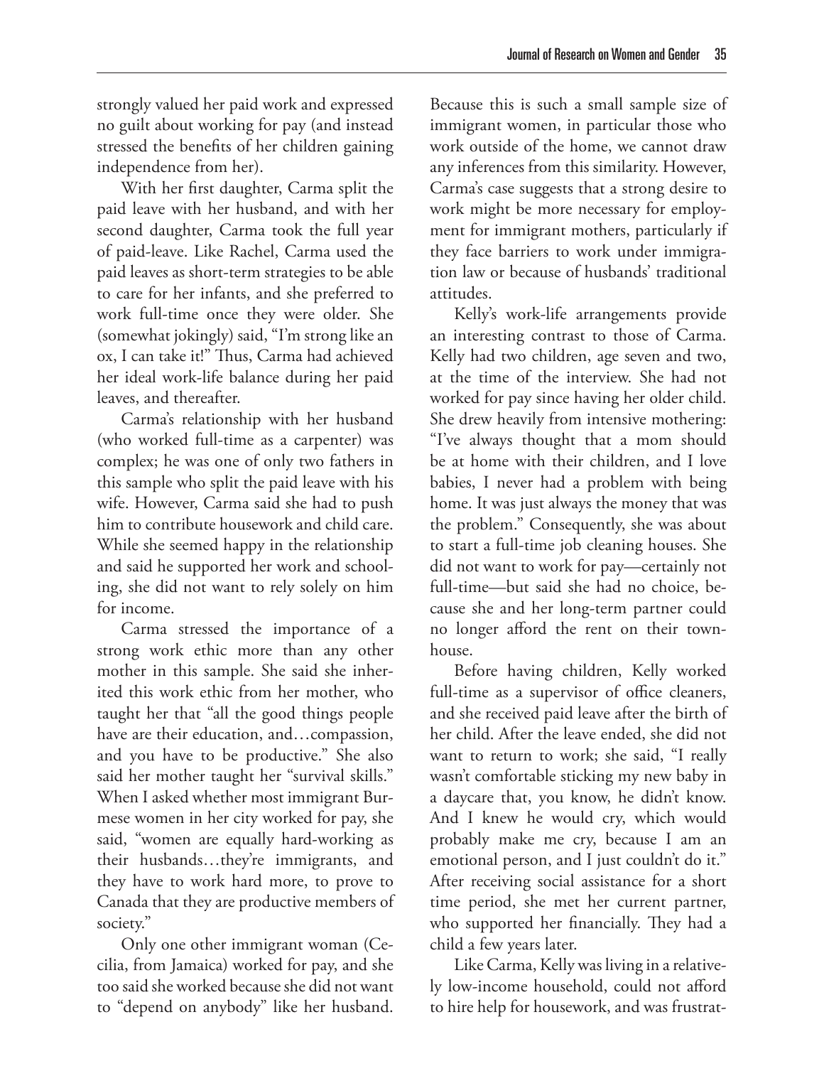strongly valued her paid work and expressed no guilt about working for pay (and instead stressed the benefits of her children gaining independence from her).

With her first daughter, Carma split the paid leave with her husband, and with her second daughter, Carma took the full year of paid-leave. Like Rachel, Carma used the paid leaves as short-term strategies to be able to care for her infants, and she preferred to work full-time once they were older. She (somewhat jokingly) said, "I'm strong like an ox, I can take it!" Thus, Carma had achieved her ideal work-life balance during her paid leaves, and thereafter.

Carma's relationship with her husband (who worked full-time as a carpenter) was complex; he was one of only two fathers in this sample who split the paid leave with his wife. However, Carma said she had to push him to contribute housework and child care. While she seemed happy in the relationship and said he supported her work and schooling, she did not want to rely solely on him for income.

Carma stressed the importance of a strong work ethic more than any other mother in this sample. She said she inherited this work ethic from her mother, who taught her that "all the good things people have are their education, and…compassion, and you have to be productive." She also said her mother taught her "survival skills." When I asked whether most immigrant Burmese women in her city worked for pay, she said, "women are equally hard-working as their husbands…they're immigrants, and they have to work hard more, to prove to Canada that they are productive members of society."

Only one other immigrant woman (Cecilia, from Jamaica) worked for pay, and she too said she worked because she did not want to "depend on anybody" like her husband. Because this is such a small sample size of immigrant women, in particular those who work outside of the home, we cannot draw any inferences from this similarity. However, Carma's case suggests that a strong desire to work might be more necessary for employment for immigrant mothers, particularly if they face barriers to work under immigration law or because of husbands' traditional attitudes.

Kelly's work-life arrangements provide an interesting contrast to those of Carma. Kelly had two children, age seven and two, at the time of the interview. She had not worked for pay since having her older child. She drew heavily from intensive mothering: "I've always thought that a mom should be at home with their children, and I love babies, I never had a problem with being home. It was just always the money that was the problem." Consequently, she was about to start a full-time job cleaning houses. She did not want to work for pay—certainly not full-time—but said she had no choice, because she and her long-term partner could no longer afford the rent on their townhouse.

Before having children, Kelly worked full-time as a supervisor of office cleaners, and she received paid leave after the birth of her child. After the leave ended, she did not want to return to work; she said, "I really wasn't comfortable sticking my new baby in a daycare that, you know, he didn't know. And I knew he would cry, which would probably make me cry, because I am an emotional person, and I just couldn't do it." After receiving social assistance for a short time period, she met her current partner, who supported her financially. They had a child a few years later.

Like Carma, Kelly was living in a relatively low-income household, could not afford to hire help for housework, and was frustrat-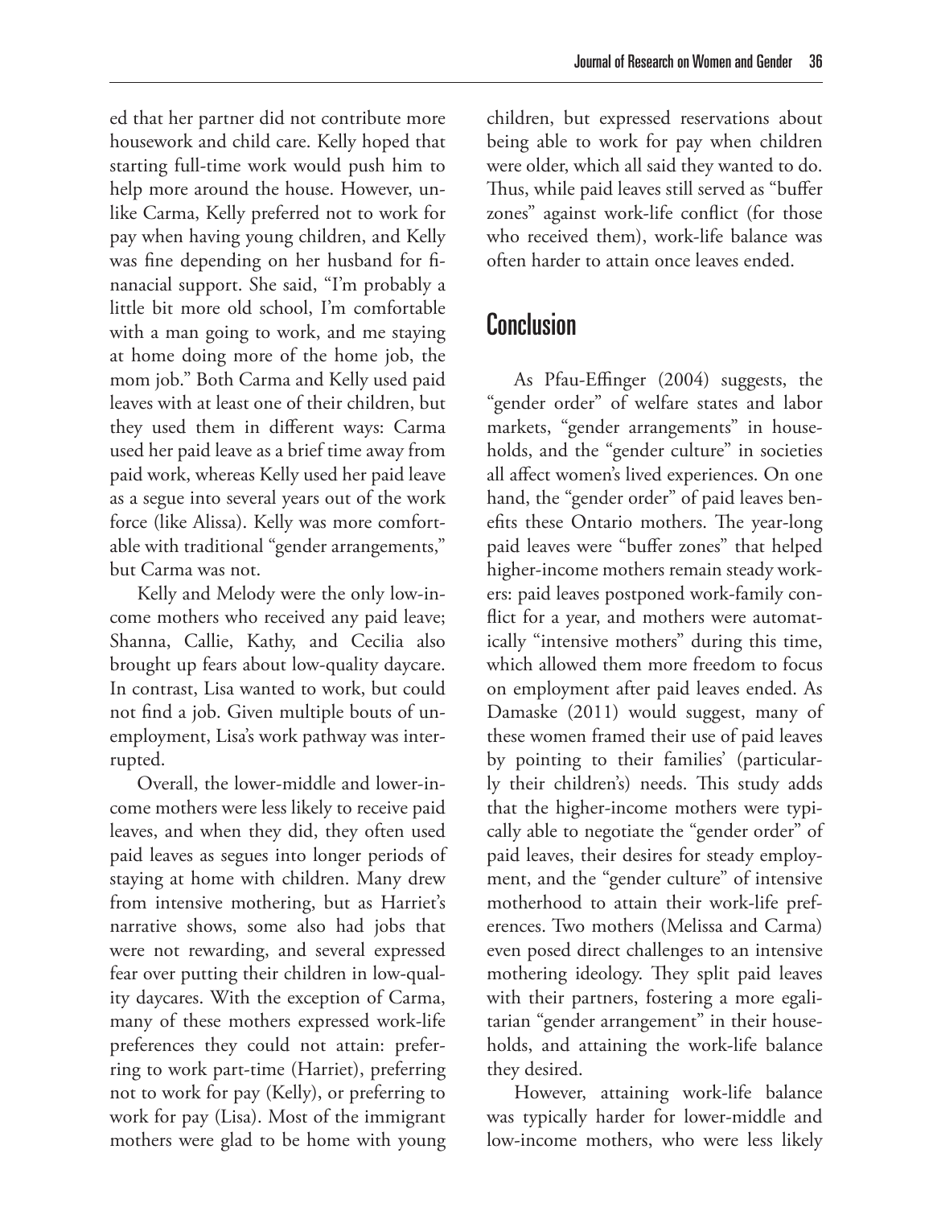ed that her partner did not contribute more housework and child care. Kelly hoped that starting full-time work would push him to help more around the house. However, unlike Carma, Kelly preferred not to work for pay when having young children, and Kelly was fine depending on her husband for finanacial support. She said, "I'm probably a little bit more old school, I'm comfortable with a man going to work, and me staying at home doing more of the home job, the mom job." Both Carma and Kelly used paid leaves with at least one of their children, but they used them in different ways: Carma used her paid leave as a brief time away from paid work, whereas Kelly used her paid leave as a segue into several years out of the work force (like Alissa). Kelly was more comfortable with traditional "gender arrangements," but Carma was not.

Kelly and Melody were the only low-income mothers who received any paid leave; Shanna, Callie, Kathy, and Cecilia also brought up fears about low-quality daycare. In contrast, Lisa wanted to work, but could not find a job. Given multiple bouts of unemployment, Lisa's work pathway was interrupted.

Overall, the lower-middle and lower-income mothers were less likely to receive paid leaves, and when they did, they often used paid leaves as segues into longer periods of staying at home with children. Many drew from intensive mothering, but as Harriet's narrative shows, some also had jobs that were not rewarding, and several expressed fear over putting their children in low-quality daycares. With the exception of Carma, many of these mothers expressed work-life preferences they could not attain: preferring to work part-time (Harriet), preferring not to work for pay (Kelly), or preferring to work for pay (Lisa). Most of the immigrant mothers were glad to be home with young children, but expressed reservations about being able to work for pay when children were older, which all said they wanted to do. Thus, while paid leaves still served as "buffer zones" against work-life conflict (for those who received them), work-life balance was often harder to attain once leaves ended.

## Conclusion

As Pfau-Effinger (2004) suggests, the "gender order" of welfare states and labor markets, "gender arrangements" in households, and the "gender culture" in societies all affect women's lived experiences. On one hand, the "gender order" of paid leaves benefits these Ontario mothers. The year-long paid leaves were "buffer zones" that helped higher-income mothers remain steady workers: paid leaves postponed work-family conflict for a year, and mothers were automatically "intensive mothers" during this time, which allowed them more freedom to focus on employment after paid leaves ended. As Damaske (2011) would suggest, many of these women framed their use of paid leaves by pointing to their families' (particularly their children's) needs. This study adds that the higher-income mothers were typically able to negotiate the "gender order" of paid leaves, their desires for steady employment, and the "gender culture" of intensive motherhood to attain their work-life preferences. Two mothers (Melissa and Carma) even posed direct challenges to an intensive mothering ideology. They split paid leaves with their partners, fostering a more egalitarian "gender arrangement" in their households, and attaining the work-life balance they desired.

However, attaining work-life balance was typically harder for lower-middle and low-income mothers, who were less likely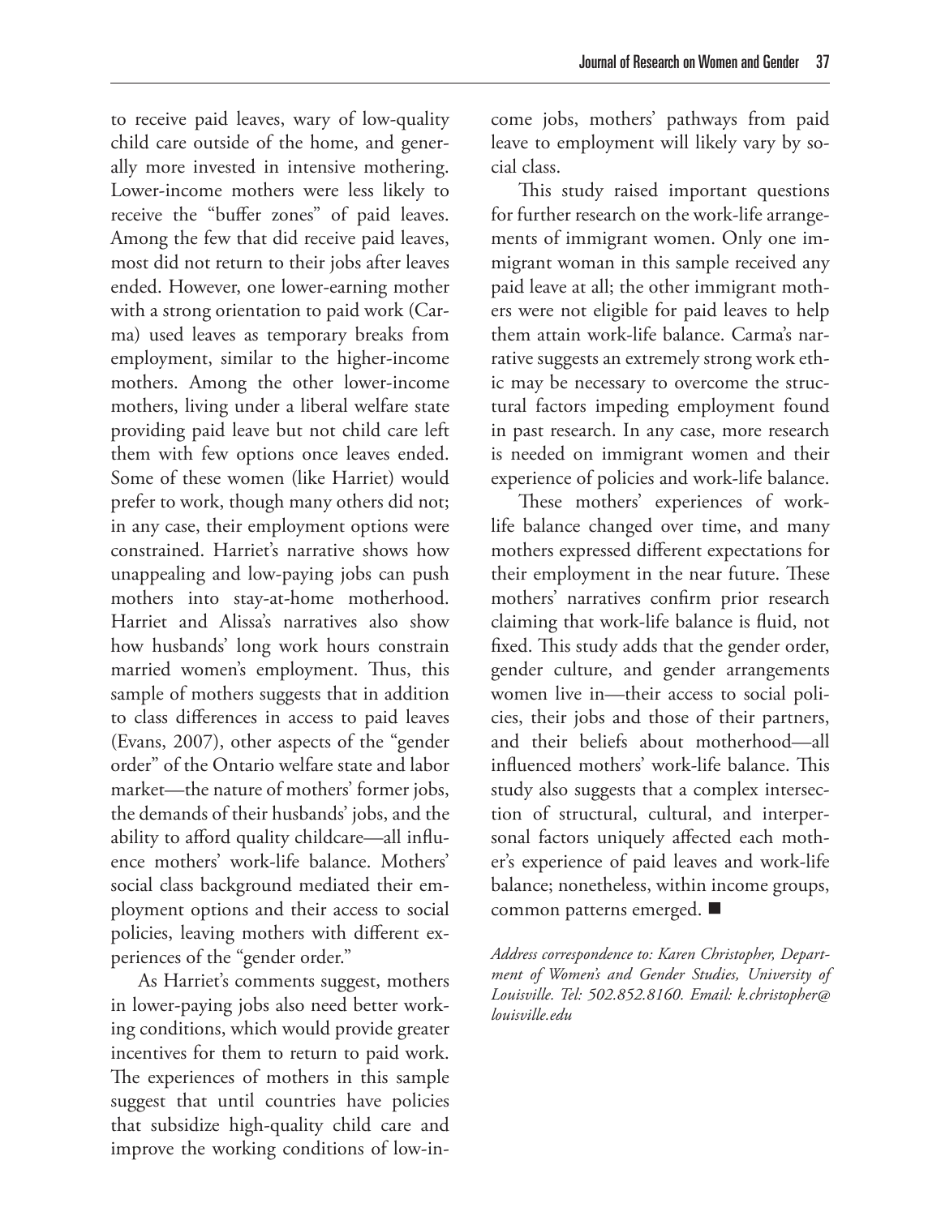to receive paid leaves, wary of low-quality child care outside of the home, and generally more invested in intensive mothering. Lower-income mothers were less likely to receive the "buffer zones" of paid leaves. Among the few that did receive paid leaves, most did not return to their jobs after leaves ended. However, one lower-earning mother with a strong orientation to paid work (Carma) used leaves as temporary breaks from employment, similar to the higher-income mothers. Among the other lower-income mothers, living under a liberal welfare state providing paid leave but not child care left them with few options once leaves ended. Some of these women (like Harriet) would prefer to work, though many others did not; in any case, their employment options were constrained. Harriet's narrative shows how unappealing and low-paying jobs can push mothers into stay-at-home motherhood. Harriet and Alissa's narratives also show how husbands' long work hours constrain married women's employment. Thus, this sample of mothers suggests that in addition to class differences in access to paid leaves (Evans, 2007), other aspects of the "gender order" of the Ontario welfare state and labor market—the nature of mothers' former jobs, the demands of their husbands' jobs, and the ability to afford quality childcare—all influence mothers' work-life balance. Mothers' social class background mediated their employment options and their access to social policies, leaving mothers with different experiences of the "gender order."

As Harriet's comments suggest, mothers in lower-paying jobs also need better working conditions, which would provide greater incentives for them to return to paid work. The experiences of mothers in this sample suggest that until countries have policies that subsidize high-quality child care and improve the working conditions of low-income jobs, mothers' pathways from paid leave to employment will likely vary by social class.

This study raised important questions for further research on the work-life arrangements of immigrant women. Only one immigrant woman in this sample received any paid leave at all; the other immigrant mothers were not eligible for paid leaves to help them attain work-life balance. Carma's narrative suggests an extremely strong work ethic may be necessary to overcome the structural factors impeding employment found in past research. In any case, more research is needed on immigrant women and their experience of policies and work-life balance.

These mothers' experiences of work-life balance changed over time, and many mothers expressed different expectations for their employment in the near future. These mothers' narratives confirm prior research claiming that work-life balance is fluid, not fixed. This study adds that the gender order, gender culture, and gender arrangements women live in—their access to social policies, their jobs and those of their partners, and their beliefs about motherhood—all influenced mothers' work-life balance. This study also suggests that a complex intersection of structural, cultural, and interpersonal factors uniquely affected each mother's experience of paid leaves and work-life balance; nonetheless, within income groups, common patterns emerged. ■

*Address correspondence to: Karen Christopher, Department of Women's and Gender Studies, University of Louisville. Tel: 502.852.8160. Email: k.christopher@louisville.edu*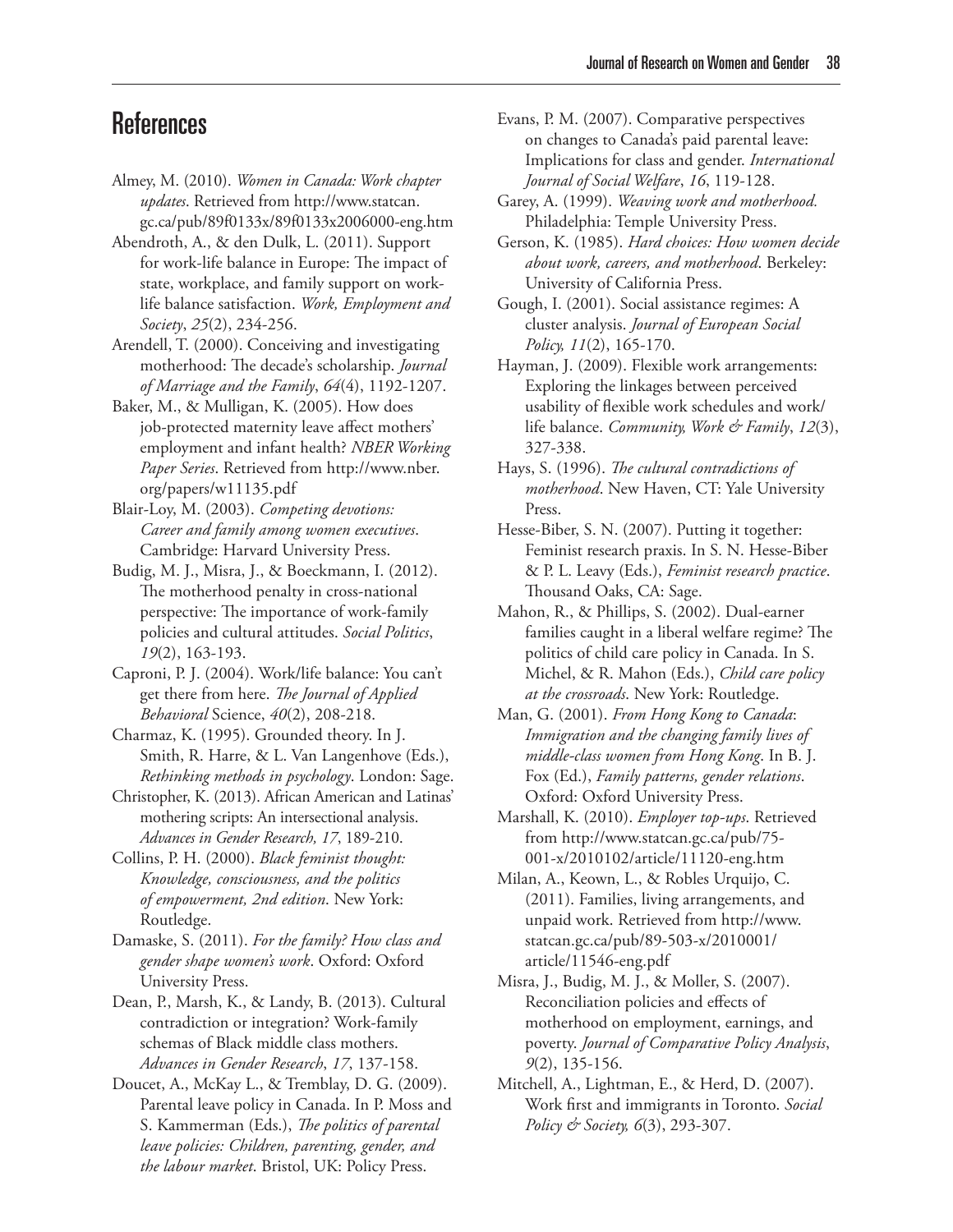# References

Almey, M. (2010). *Women in Canada: Work chapter updates*. Retrieved from http://www.statcan.gc.ca/pub/89f0133x/89f0133x2006000-eng.htm

Abendroth, A., & den Dulk, L. (2011). Support for work-life balance in Europe: The impact of state, workplace, and family support on work-life balance satisfaction. *Work, Employment and Society*, *25*(2), 234-256.

Arendell, T. (2000). Conceiving and investigating motherhood: The decade's scholarship. *Journal of Marriage and the Family*, *64*(4), 1192-1207.

Baker, M., & Mulligan, K. (2005). How does job-protected maternity leave affect mothers' employment and infant health? *NBER Working Paper Series*. Retrieved from http://www.nber.org/papers/w11135.pdf

Blair-Loy, M. (2003). *Competing devotions: Career and family among women executives*. Cambridge: Harvard University Press.

Budig, M. J., Misra, J., & Boeckmann, I. (2012). The motherhood penalty in cross-national perspective: The importance of work-family policies and cultural attitudes. *Social Politics*, *19*(2), 163-193.

Caproni, P. J. (2004). Work/life balance: You can't get there from here. *The Journal of Applied Behavioral* Science, *40*(2), 208-218.

Charmaz, K. (1995). Grounded theory. In J. Smith, R. Harre, & L. Van Langenhove (Eds.), *Rethinking methods in psychology*. London: Sage.

Christopher, K. (2013). African American and Latinas' mothering scripts: An intersectional analysis. *Advances in Gender Research, 17*, 189-210.

Collins, P. H. (2000). *Black feminist thought: Knowledge, consciousness, and the politics of empowerment, 2nd edition*. New York: Routledge.

Damaske, S. (2011). *For the family? How class and gender shape women's work*. Oxford: Oxford University Press.

Dean, P., Marsh, K., & Landy, B. (2013). Cultural contradiction or integration? Work-family schemas of Black middle class mothers. *Advances in Gender Research*, *17*, 137-158.

Doucet, A., McKay L., & Tremblay, D. G. (2009). Parental leave policy in Canada. In P. Moss and S. Kammerman (Eds.), *The politics of parental leave policies: Children, parenting, gender, and the labour market*. Bristol, UK: Policy Press.

Evans, P. M. (2007). Comparative perspectives on changes to Canada's paid parental leave: Implications for class and gender. *International Journal of Social Welfare*, *16*, 119-128.

Garey, A. (1999). *Weaving work and motherhood.* Philadelphia: Temple University Press.

Gerson, K. (1985). *Hard choices: How women decide about work, careers, and motherhood*. Berkeley: University of California Press.

Gough, I. (2001). Social assistance regimes: A cluster analysis. *Journal of European Social Policy, 11*(2), 165-170.

Hayman, J. (2009). Flexible work arrangements: Exploring the linkages between perceived usability of flexible work schedules and work/life balance. *Community, Work & Family*, *12*(3), 327-338.

Hays, S. (1996). *The cultural contradictions of motherhood*. New Haven, CT: Yale University Press.

Hesse-Biber, S. N. (2007). Putting it together: Feminist research praxis. In S. N. Hesse-Biber & P. L. Leavy (Eds.), *Feminist research practice*. Thousand Oaks, CA: Sage.

Mahon, R., & Phillips, S. (2002). Dual-earner families caught in a liberal welfare regime? The politics of child care policy in Canada. In S. Michel, & R. Mahon (Eds.), *Child care policy at the crossroads*. New York: Routledge.

Man, G. (2001). *From Hong Kong to Canada*: *Immigration and the changing family lives of middle-class women from Hong Kong*. In B. J. Fox (Ed.), *Family patterns, gender relations*. Oxford: Oxford University Press.

Marshall, K. (2010). *Employer top-ups*. Retrieved from http://www.statcan.gc.ca/pub/75-001-x/2010102/article/11120-eng.htm

Milan, A., Keown, L., & Robles Urquijo, C. (2011). Families, living arrangements, and unpaid work. Retrieved from http://www.statcan.gc.ca/pub/89-503-x/2010001/article/11546-eng.pdf

Misra, J., Budig, M. J., & Moller, S. (2007). Reconciliation policies and effects of motherhood on employment, earnings, and poverty. *Journal of Comparative Policy Analysis*, *9*(2), 135-156.

Mitchell, A., Lightman, E., & Herd, D. (2007). Work first and immigrants in Toronto. *Social Policy & Society, 6*(3), 293-307.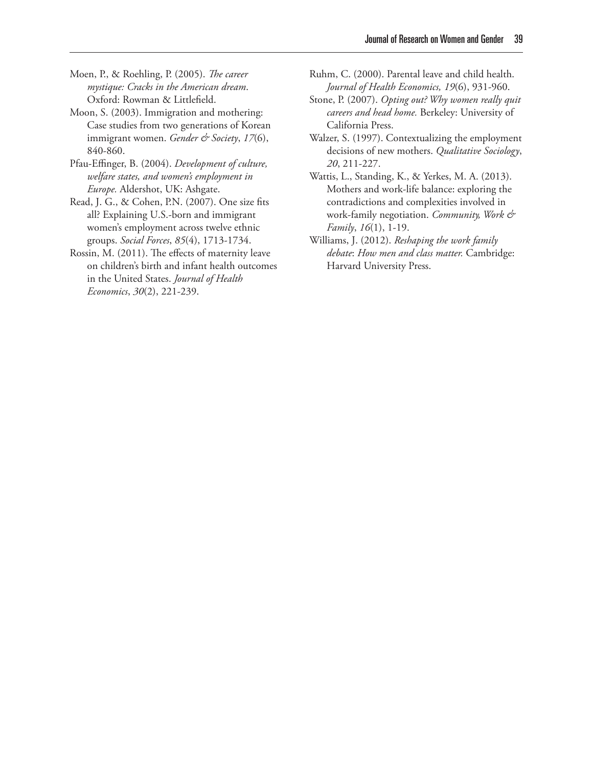Moen, P., & Roehling, P. (2005). *The career mystique: Cracks in the American dream*. Oxford: Rowman & Littlefield.

Moon, S. (2003). Immigration and mothering: Case studies from two generations of Korean immigrant women. *Gender & Society*, *17*(6), 840-860.

Pfau-Effinger, B. (2004). *Development of culture, welfare states, and women's employment in Europe.* Aldershot, UK: Ashgate.

Read, J. G., & Cohen, P.N. (2007). One size fits all? Explaining U.S.-born and immigrant women's employment across twelve ethnic groups. *Social Forces*, *85*(4), 1713-1734.

Rossin, M. (2011). The effects of maternity leave on children's birth and infant health outcomes in the United States. *Journal of Health Economics*, *30*(2), 221-239.

Ruhm, C. (2000). Parental leave and child health. *Journal of Health Economics, 19*(6), 931-960.

Stone, P. (2007). *Opting out? Why women really quit careers and head home.* Berkeley: University of California Press.

Walzer, S. (1997). Contextualizing the employment decisions of new mothers. *Qualitative Sociology*, *20*, 211-227.

Wattis, L., Standing, K., & Yerkes, M. A. (2013). Mothers and work-life balance: exploring the contradictions and complexities involved in work-family negotiation. *Community, Work & Family*, *16*(1), 1-19.

Williams, J. (2012). *Reshaping the work family debate*: *How men and class matter.* Cambridge: Harvard University Press.